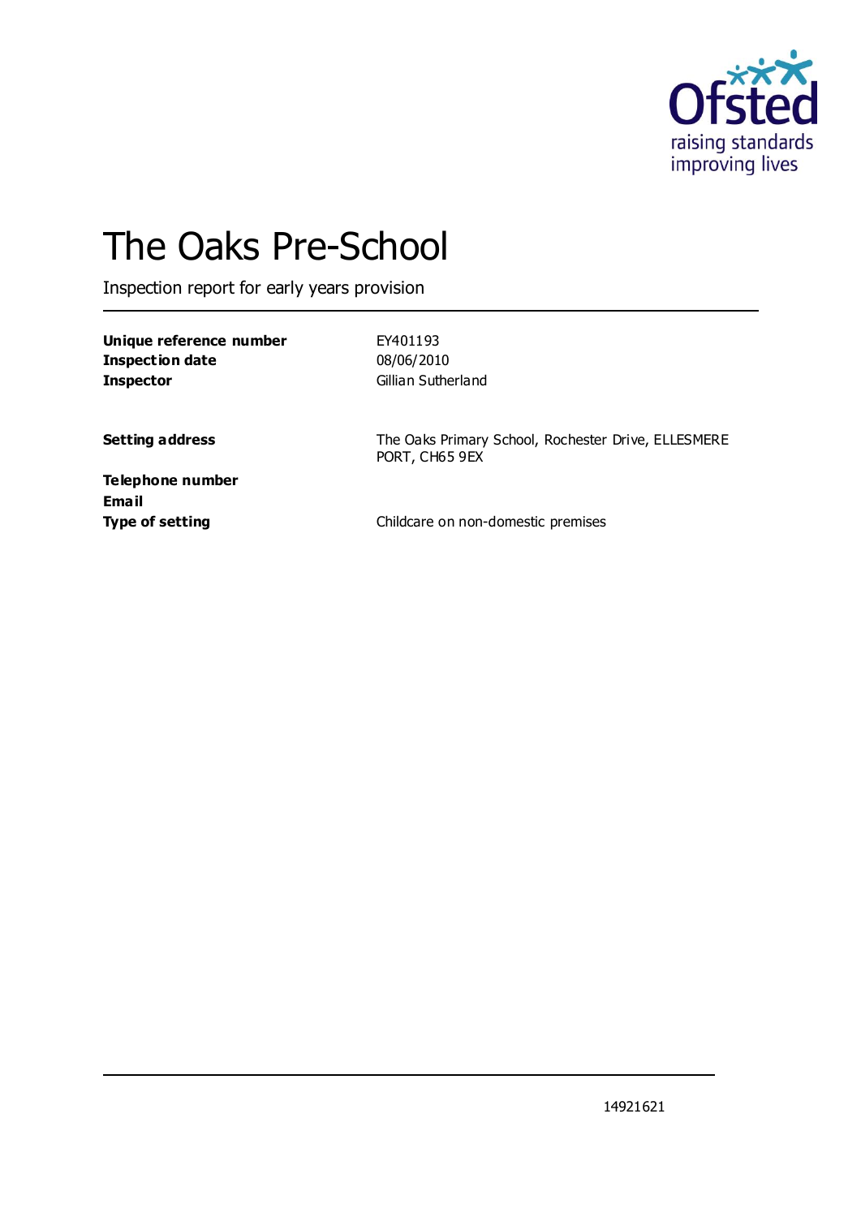# The Oaks Pre-School

Inspection report for early years provision

| | |
|---|---|
| **Unique reference number** | EY401193 |
| **Inspection date** | 08/06/2010 |
| **Inspector** | Gillian Sutherland |

| | |
|---|---|
| **Setting address** | The Oaks Primary School, Rochester Drive, ELLESMERE PORT, CH65 9EX |
| **Telephone number** | |
| **Email** | |
| **Type of setting** | Childcare on non-domestic premises |

14921621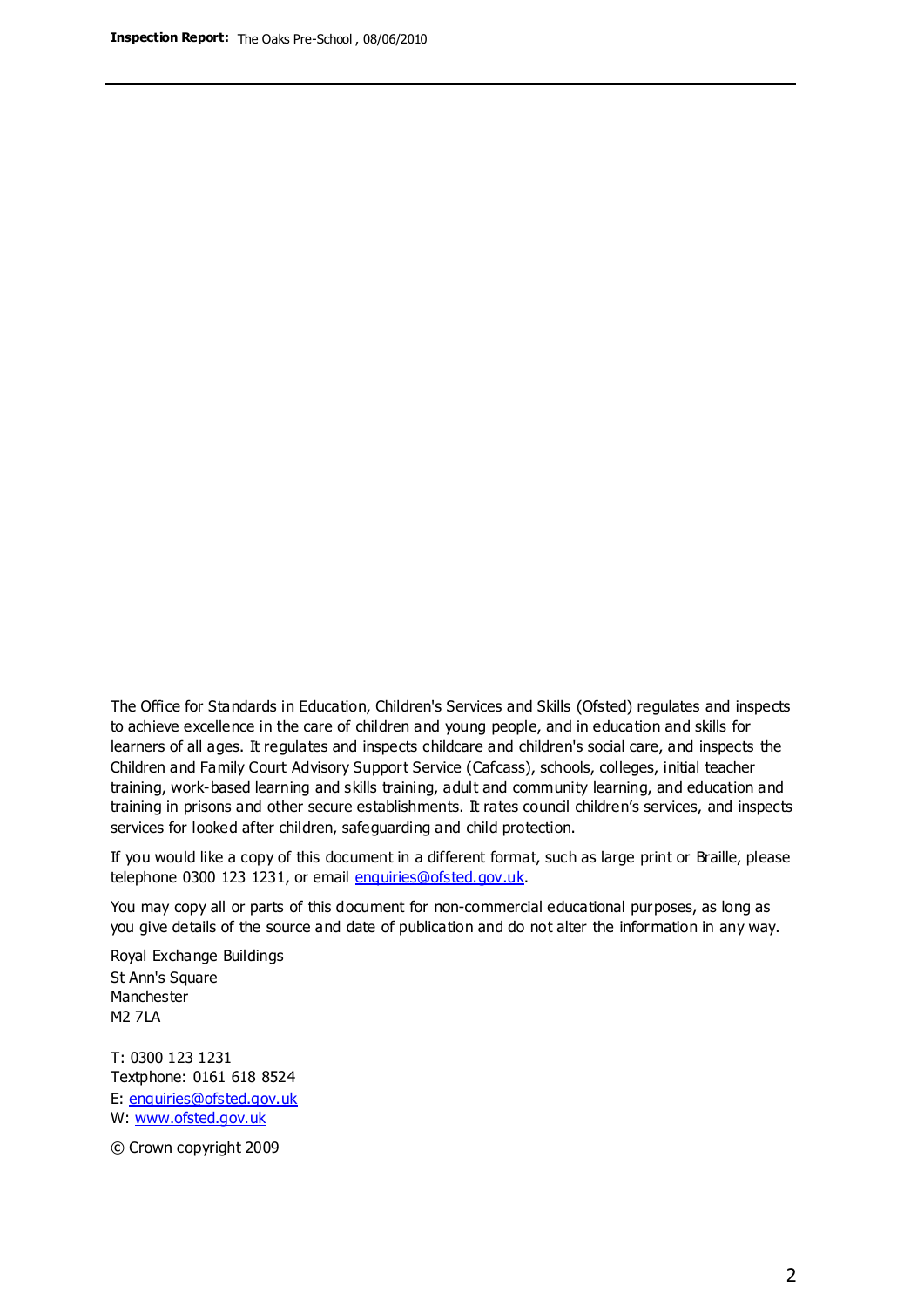The Office for Standards in Education, Children's Services and Skills (Ofsted) regulates and inspects to achieve excellence in the care of children and young people, and in education and skills for learners of all ages. It regulates and inspects childcare and children's social care, and inspects the Children and Family Court Advisory Support Service (Cafcass), schools, colleges, initial teacher training, work-based learning and skills training, adult and community learning, and education and training in prisons and other secure establishments. It rates council children's services, and inspects services for looked after children, safeguarding and child protection.

If you would like a copy of this document in a different format, such as large print or Braille, please telephone 0300 123 1231, or email enquiries@ofsted.gov.uk.

You may copy all or parts of this document for non-commercial educational purposes, as long as you give details of the source and date of publication and do not alter the information in any way.

Royal Exchange Buildings
St Ann's Square
Manchester
M2 7LA

T: 0300 123 1231
Textphone: 0161 618 8524
E: enquiries@ofsted.gov.uk
W: www.ofsted.gov.uk

© Crown copyright 2009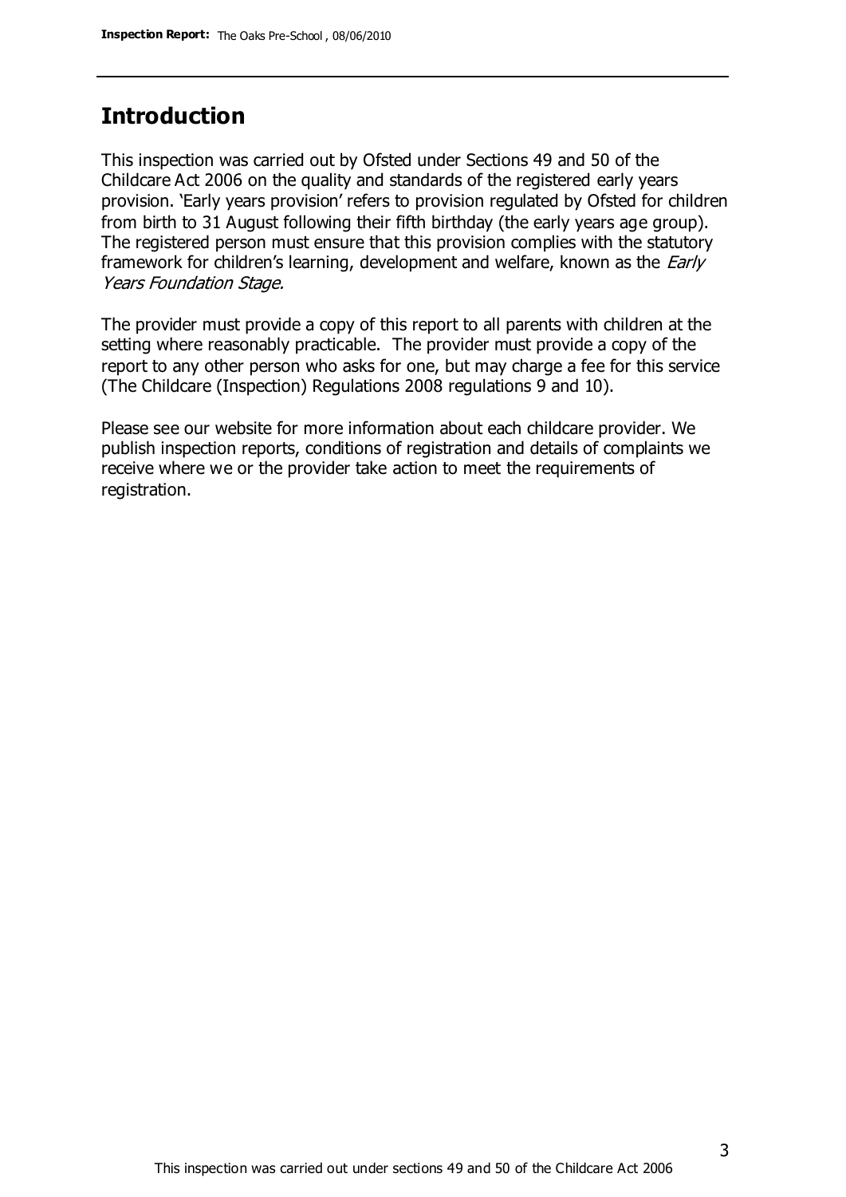## Introduction

This inspection was carried out by Ofsted under Sections 49 and 50 of the Childcare Act 2006 on the quality and standards of the registered early years provision. 'Early years provision' refers to provision regulated by Ofsted for children from birth to 31 August following their fifth birthday (the early years age group). The registered person must ensure that this provision complies with the statutory framework for children's learning, development and welfare, known as the *Early Years Foundation Stage.*

The provider must provide a copy of this report to all parents with children at the setting where reasonably practicable. The provider must provide a copy of the report to any other person who asks for one, but may charge a fee for this service (The Childcare (Inspection) Regulations 2008 regulations 9 and 10).

Please see our website for more information about each childcare provider. We publish inspection reports, conditions of registration and details of complaints we receive where we or the provider take action to meet the requirements of registration.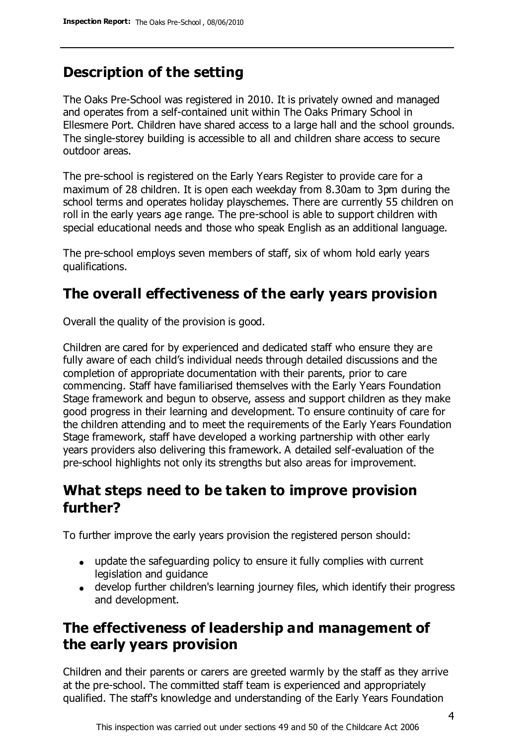## Description of the setting

The Oaks Pre-School was registered in 2010. It is privately owned and managed and operates from a self-contained unit within The Oaks Primary School in Ellesmere Port. Children have shared access to a large hall and the school grounds. The single-storey building is accessible to all and children share access to secure outdoor areas.

The pre-school is registered on the Early Years Register to provide care for a maximum of 28 children. It is open each weekday from 8.30am to 3pm during the school terms and operates holiday playschemes. There are currently 55 children on roll in the early years age range. The pre-school is able to support children with special educational needs and those who speak English as an additional language.

The pre-school employs seven members of staff, six of whom hold early years qualifications.

## The overall effectiveness of the early years provision

Overall the quality of the provision is good.

Children are cared for by experienced and dedicated staff who ensure they are fully aware of each child's individual needs through detailed discussions and the completion of appropriate documentation with their parents, prior to care commencing. Staff have familiarised themselves with the Early Years Foundation Stage framework and begun to observe, assess and support children as they make good progress in their learning and development. To ensure continuity of care for the children attending and to meet the requirements of the Early Years Foundation Stage framework, staff have developed a working partnership with other early years providers also delivering this framework. A detailed self-evaluation of the pre-school highlights not only its strengths but also areas for improvement.

## What steps need to be taken to improve provision further?

To further improve the early years provision the registered person should:

- update the safeguarding policy to ensure it fully complies with current legislation and guidance
- develop further children's learning journey files, which identify their progress and development.

## The effectiveness of leadership and management of the early years provision

Children and their parents or carers are greeted warmly by the staff as they arrive at the pre-school. The committed staff team is experienced and appropriately qualified. The staff's knowledge and understanding of the Early Years Foundation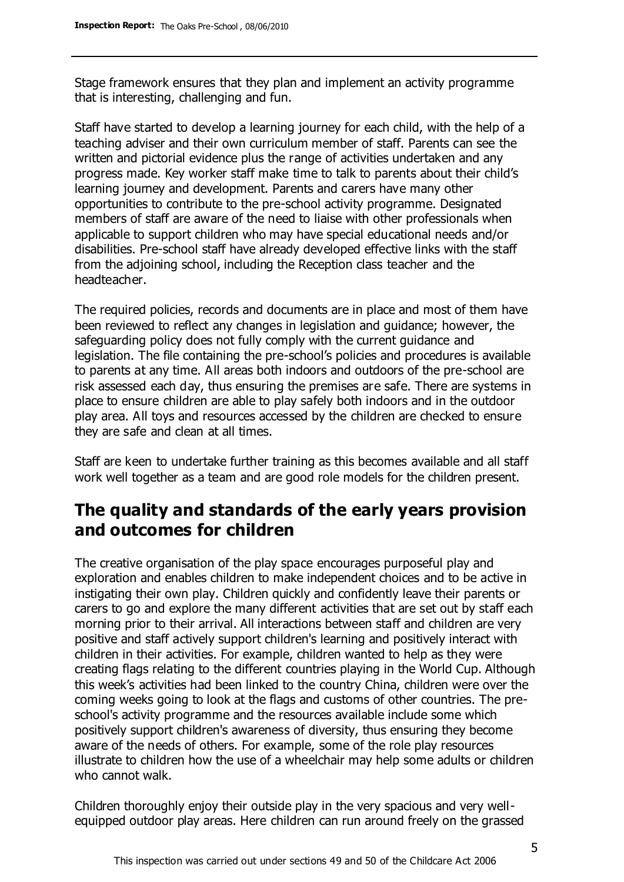Stage framework ensures that they plan and implement an activity programme that is interesting, challenging and fun.

Staff have started to develop a learning journey for each child, with the help of a teaching adviser and their own curriculum member of staff. Parents can see the written and pictorial evidence plus the range of activities undertaken and any progress made. Key worker staff make time to talk to parents about their child's learning journey and development. Parents and carers have many other opportunities to contribute to the pre-school activity programme. Designated members of staff are aware of the need to liaise with other professionals when applicable to support children who may have special educational needs and/or disabilities. Pre-school staff have already developed effective links with the staff from the adjoining school, including the Reception class teacher and the headteacher.

The required policies, records and documents are in place and most of them have been reviewed to reflect any changes in legislation and guidance; however, the safeguarding policy does not fully comply with the current guidance and legislation. The file containing the pre-school's policies and procedures is available to parents at any time. All areas both indoors and outdoors of the pre-school are risk assessed each day, thus ensuring the premises are safe. There are systems in place to ensure children are able to play safely both indoors and in the outdoor play area. All toys and resources accessed by the children are checked to ensure they are safe and clean at all times.

Staff are keen to undertake further training as this becomes available and all staff work well together as a team and are good role models for the children present.

## The quality and standards of the early years provision and outcomes for children

The creative organisation of the play space encourages purposeful play and exploration and enables children to make independent choices and to be active in instigating their own play. Children quickly and confidently leave their parents or carers to go and explore the many different activities that are set out by staff each morning prior to their arrival. All interactions between staff and children are very positive and staff actively support children's learning and positively interact with children in their activities. For example, children wanted to help as they were creating flags relating to the different countries playing in the World Cup. Although this week's activities had been linked to the country China, children were over the coming weeks going to look at the flags and customs of other countries. The pre-school's activity programme and the resources available include some which positively support children's awareness of diversity, thus ensuring they become aware of the needs of others. For example, some of the role play resources illustrate to children how the use of a wheelchair may help some adults or children who cannot walk.

Children thoroughly enjoy their outside play in the very spacious and very well-equipped outdoor play areas. Here children can run around freely on the grassed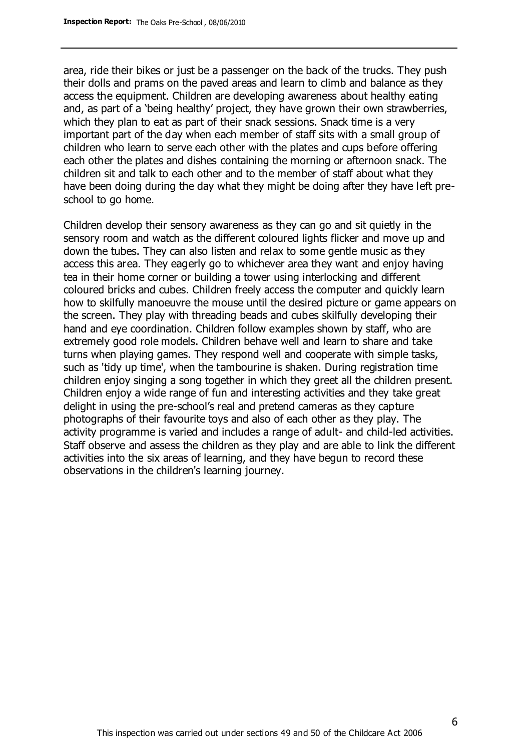area, ride their bikes or just be a passenger on the back of the trucks. They push their dolls and prams on the paved areas and learn to climb and balance as they access the equipment. Children are developing awareness about healthy eating and, as part of a 'being healthy' project, they have grown their own strawberries, which they plan to eat as part of their snack sessions. Snack time is a very important part of the day when each member of staff sits with a small group of children who learn to serve each other with the plates and cups before offering each other the plates and dishes containing the morning or afternoon snack. The children sit and talk to each other and to the member of staff about what they have been doing during the day what they might be doing after they have left pre-school to go home.

Children develop their sensory awareness as they can go and sit quietly in the sensory room and watch as the different coloured lights flicker and move up and down the tubes. They can also listen and relax to some gentle music as they access this area. They eagerly go to whichever area they want and enjoy having tea in their home corner or building a tower using interlocking and different coloured bricks and cubes. Children freely access the computer and quickly learn how to skilfully manoeuvre the mouse until the desired picture or game appears on the screen. They play with threading beads and cubes skilfully developing their hand and eye coordination. Children follow examples shown by staff, who are extremely good role models. Children behave well and learn to share and take turns when playing games. They respond well and cooperate with simple tasks, such as 'tidy up time', when the tambourine is shaken. During registration time children enjoy singing a song together in which they greet all the children present. Children enjoy a wide range of fun and interesting activities and they take great delight in using the pre-school's real and pretend cameras as they capture photographs of their favourite toys and also of each other as they play. The activity programme is varied and includes a range of adult- and child-led activities. Staff observe and assess the children as they play and are able to link the different activities into the six areas of learning, and they have begun to record these observations in the children's learning journey.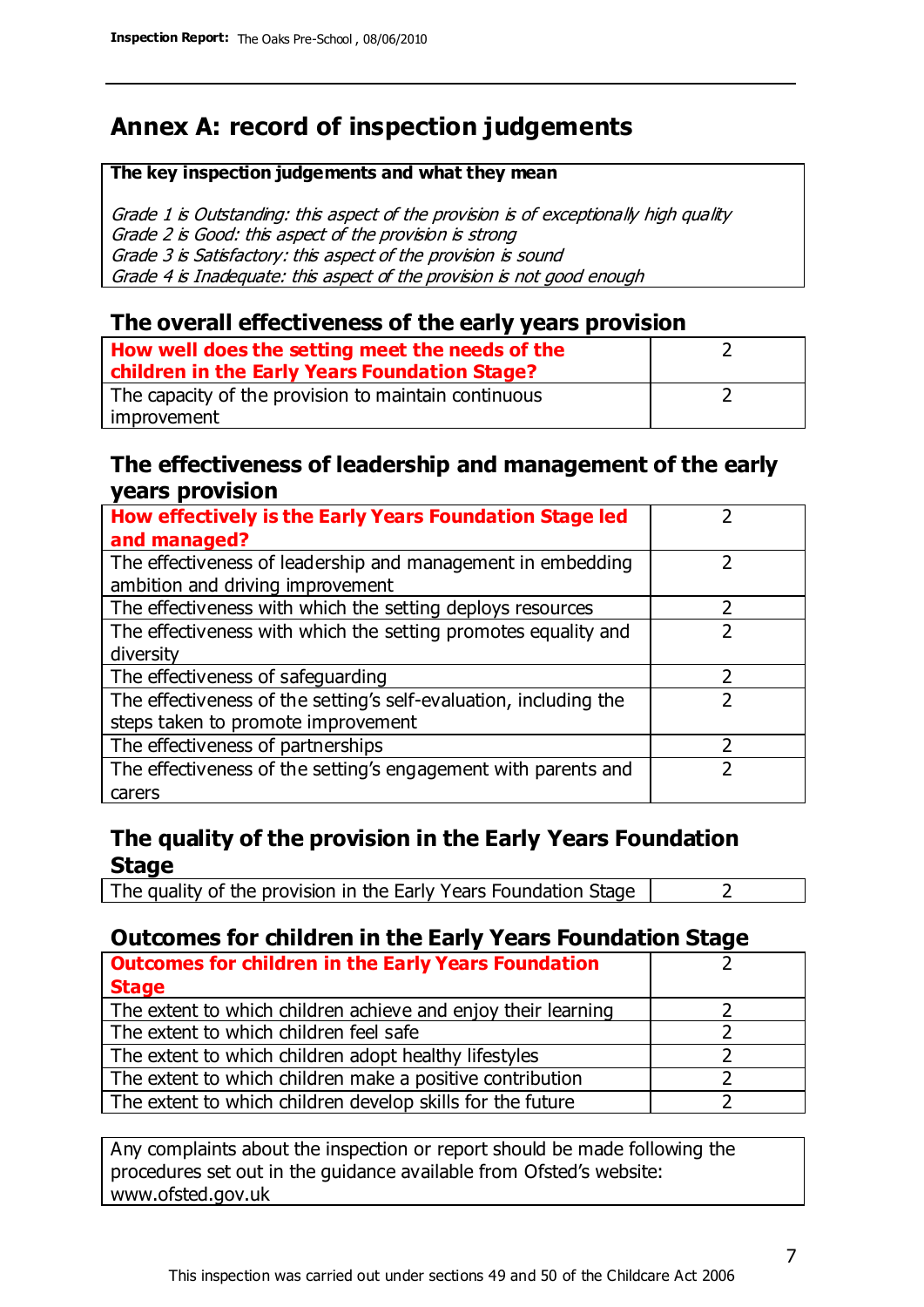# Annex A: record of inspection judgements

| The key inspection judgements and what they mean |
|---|
| *Grade 1 is Outstanding: this aspect of the provision is of exceptionally high quality*<br>*Grade 2 is Good: this aspect of the provision is strong*<br>*Grade 3 is Satisfactory: this aspect of the provision is sound*<br>*Grade 4 is Inadequate: this aspect of the provision is not good enough* |

## The overall effectiveness of the early years provision

| | |
|---|---|
| **How well does the setting meet the needs of the children in the Early Years Foundation Stage?** | 2 |
| The capacity of the provision to maintain continuous improvement | 2 |

## The effectiveness of leadership and management of the early years provision

| | |
|---|---|
| **How effectively is the Early Years Foundation Stage led and managed?** | 2 |
| The effectiveness of leadership and management in embedding ambition and driving improvement | 2 |
| The effectiveness with which the setting deploys resources | 2 |
| The effectiveness with which the setting promotes equality and diversity | 2 |
| The effectiveness of safeguarding | 2 |
| The effectiveness of the setting's self-evaluation, including the steps taken to promote improvement | 2 |
| The effectiveness of partnerships | 2 |
| The effectiveness of the setting's engagement with parents and carers | 2 |

## The quality of the provision in the Early Years Foundation Stage

| | |
|---|---|
| The quality of the provision in the Early Years Foundation Stage | 2 |

## Outcomes for children in the Early Years Foundation Stage

| | |
|---|---|
| **Outcomes for children in the Early Years Foundation Stage** | 2 |
| The extent to which children achieve and enjoy their learning | 2 |
| The extent to which children feel safe | 2 |
| The extent to which children adopt healthy lifestyles | 2 |
| The extent to which children make a positive contribution | 2 |
| The extent to which children develop skills for the future | 2 |

Any complaints about the inspection or report should be made following the procedures set out in the guidance available from Ofsted's website: www.ofsted.gov.uk

This inspection was carried out under sections 49 and 50 of the Childcare Act 2006